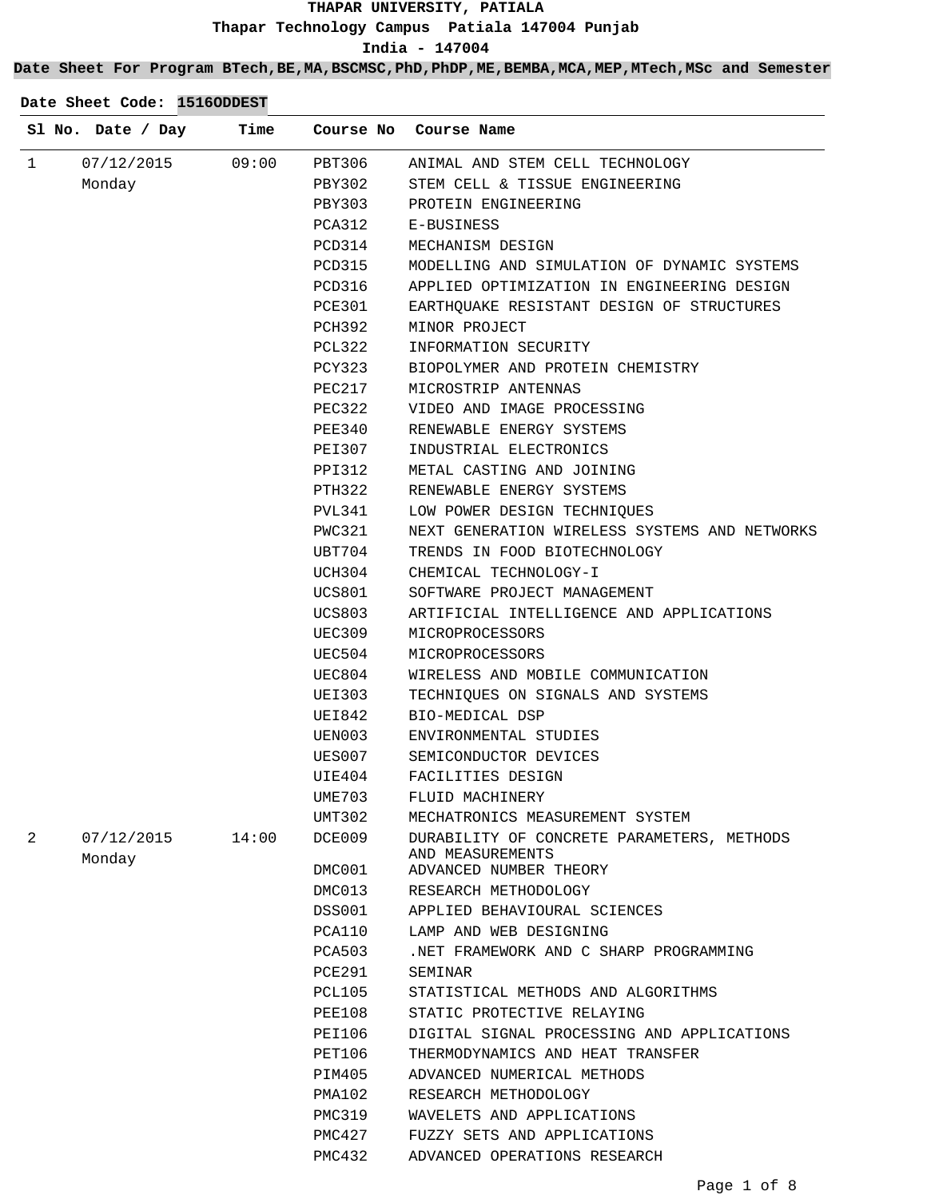# THAPAR UNIVERSITY, PATIALA

Thapar Technology Campus Patiala 147004 Punjab

India - 147004

**Date Sheet For Program BTech,BE,MA,BSCMSC,PhD,PhDP,ME,BEMBA,MCA,MEP,MTech,MSc and Semester**

**Date Sheet Code: 1516ODDEST**

| Sl No. | Date / Day | Time | Course No | Course Name |
|---|---|---|---|---|
| 1 | 07/12/2015 Monday | 09:00 | PBT306 | ANIMAL AND STEM CELL TECHNOLOGY |
| | | | PBY302 | STEM CELL & TISSUE ENGINEERING |
| | | | PBY303 | PROTEIN ENGINEERING |
| | | | PCA312 | E-BUSINESS |
| | | | PCD314 | MECHANISM DESIGN |
| | | | PCD315 | MODELLING AND SIMULATION OF DYNAMIC SYSTEMS |
| | | | PCD316 | APPLIED OPTIMIZATION IN ENGINEERING DESIGN |
| | | | PCE301 | EARTHQUAKE RESISTANT DESIGN OF STRUCTURES |
| | | | PCH392 | MINOR PROJECT |
| | | | PCL322 | INFORMATION SECURITY |
| | | | PCY323 | BIOPOLYMER AND PROTEIN CHEMISTRY |
| | | | PEC217 | MICROSTRIP ANTENNAS |
| | | | PEC322 | VIDEO AND IMAGE PROCESSING |
| | | | PEE340 | RENEWABLE ENERGY SYSTEMS |
| | | | PEI307 | INDUSTRIAL ELECTRONICS |
| | | | PPI312 | METAL CASTING AND JOINING |
| | | | PTH322 | RENEWABLE ENERGY SYSTEMS |
| | | | PVL341 | LOW POWER DESIGN TECHNIQUES |
| | | | PWC321 | NEXT GENERATION WIRELESS SYSTEMS AND NETWORKS |
| | | | UBT704 | TRENDS IN FOOD BIOTECHNOLOGY |
| | | | UCH304 | CHEMICAL TECHNOLOGY-I |
| | | | UCS801 | SOFTWARE PROJECT MANAGEMENT |
| | | | UCS803 | ARTIFICIAL INTELLIGENCE AND APPLICATIONS |
| | | | UEC309 | MICROPROCESSORS |
| | | | UEC504 | MICROPROCESSORS |
| | | | UEC804 | WIRELESS AND MOBILE COMMUNICATION |
| | | | UEI303 | TECHNIQUES ON SIGNALS AND SYSTEMS |
| | | | UEI842 | BIO-MEDICAL DSP |
| | | | UEN003 | ENVIRONMENTAL STUDIES |
| | | | UES007 | SEMICONDUCTOR DEVICES |
| | | | UIE404 | FACILITIES DESIGN |
| | | | UME703 | FLUID MACHINERY |
| | | | UMT302 | MECHATRONICS MEASUREMENT SYSTEM |
| 2 | 07/12/2015 Monday | 14:00 | DCE009 | DURABILITY OF CONCRETE PARAMETERS, METHODS AND MEASUREMENTS |
| | | | DMC001 | ADVANCED NUMBER THEORY |
| | | | DMC013 | RESEARCH METHODOLOGY |
| | | | DSS001 | APPLIED BEHAVIOURAL SCIENCES |
| | | | PCA110 | LAMP AND WEB DESIGNING |
| | | | PCA503 | .NET FRAMEWORK AND C SHARP PROGRAMMING |
| | | | PCE291 | SEMINAR |
| | | | PCL105 | STATISTICAL METHODS AND ALGORITHMS |
| | | | PEE108 | STATIC PROTECTIVE RELAYING |
| | | | PEI106 | DIGITAL SIGNAL PROCESSING AND APPLICATIONS |
| | | | PET106 | THERMODYNAMICS AND HEAT TRANSFER |
| | | | PIM405 | ADVANCED NUMERICAL METHODS |
| | | | PMA102 | RESEARCH METHODOLOGY |
| | | | PMC319 | WAVELETS AND APPLICATIONS |
| | | | PMC427 | FUZZY SETS AND APPLICATIONS |
| | | | PMC432 | ADVANCED OPERATIONS RESEARCH |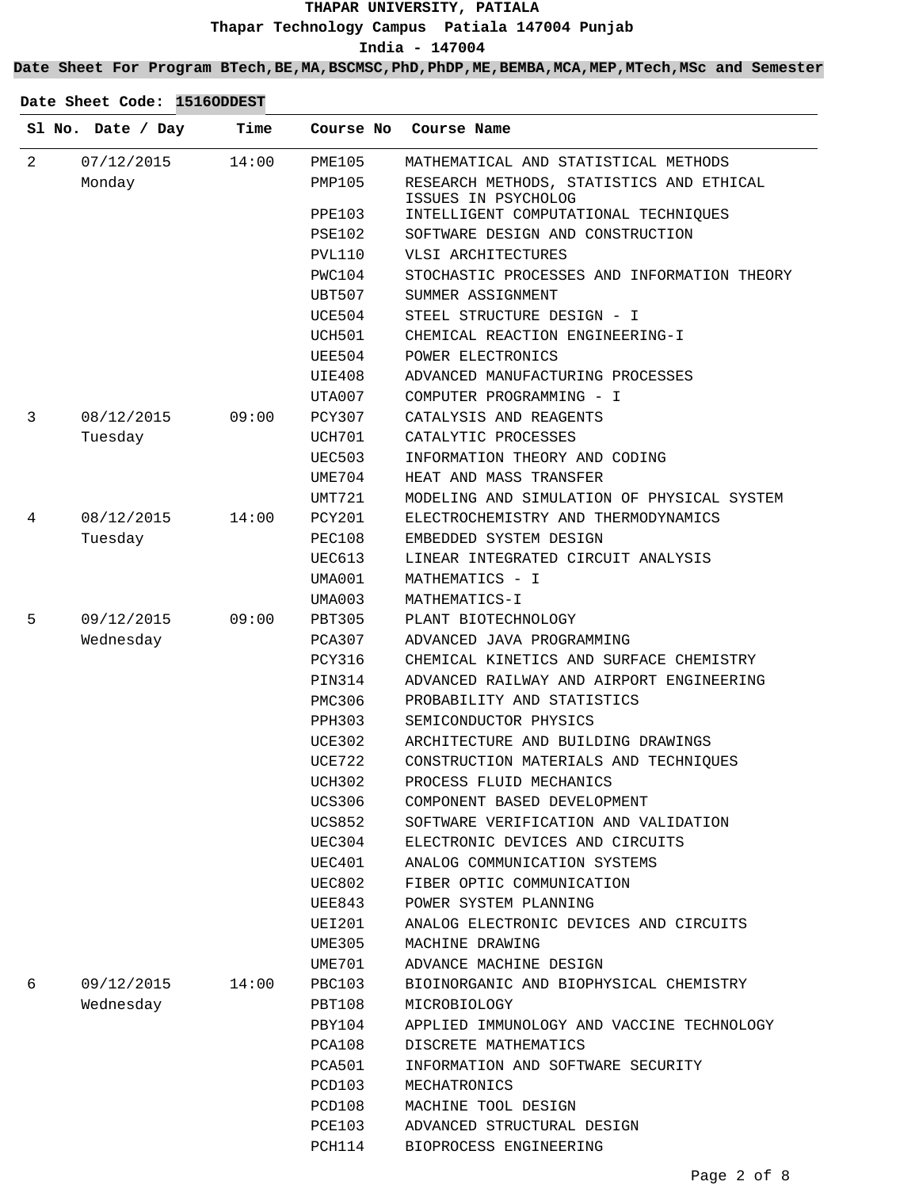# THAPAR UNIVERSITY, PATIALA

**Thapar Technology Campus Patiala 147004 Punjab**

**India - 147004**

**Date Sheet For Program BTech,BE,MA,BSCMSC,PhD,PhDP,ME,BEMBA,MCA,MEP,MTech,MSc and Semester**

**Date Sheet Code: 1516ODDEST**

| Sl No. | Date / Day | Time | Course No | Course Name |
|---|---|---|---|---|
| 2 | 07/12/2015 Monday | 14:00 | PME105 | MATHEMATICAL AND STATISTICAL METHODS |
| | | | PMP105 | RESEARCH METHODS, STATISTICS AND ETHICAL ISSUES IN PSYCHOLOG |
| | | | PPE103 | INTELLIGENT COMPUTATIONAL TECHNIQUES |
| | | | PSE102 | SOFTWARE DESIGN AND CONSTRUCTION |
| | | | PVL110 | VLSI ARCHITECTURES |
| | | | PWC104 | STOCHASTIC PROCESSES AND INFORMATION THEORY |
| | | | UBT507 | SUMMER ASSIGNMENT |
| | | | UCE504 | STEEL STRUCTURE DESIGN - I |
| | | | UCH501 | CHEMICAL REACTION ENGINEERING-I |
| | | | UEE504 | POWER ELECTRONICS |
| | | | UIE408 | ADVANCED MANUFACTURING PROCESSES |
| | | | UTA007 | COMPUTER PROGRAMMING - I |
| 3 | 08/12/2015 Tuesday | 09:00 | PCY307 | CATALYSIS AND REAGENTS |
| | | | UCH701 | CATALYTIC PROCESSES |
| | | | UEC503 | INFORMATION THEORY AND CODING |
| | | | UME704 | HEAT AND MASS TRANSFER |
| | | | UMT721 | MODELING AND SIMULATION OF PHYSICAL SYSTEM |
| 4 | 08/12/2015 Tuesday | 14:00 | PCY201 | ELECTROCHEMISTRY AND THERMODYNAMICS |
| | | | PEC108 | EMBEDDED SYSTEM DESIGN |
| | | | UEC613 | LINEAR INTEGRATED CIRCUIT ANALYSIS |
| | | | UMA001 | MATHEMATICS - I |
| | | | UMA003 | MATHEMATICS-I |
| 5 | 09/12/2015 Wednesday | 09:00 | PBT305 | PLANT BIOTECHNOLOGY |
| | | | PCA307 | ADVANCED JAVA PROGRAMMING |
| | | | PCY316 | CHEMICAL KINETICS AND SURFACE CHEMISTRY |
| | | | PIN314 | ADVANCED RAILWAY AND AIRPORT ENGINEERING |
| | | | PMC306 | PROBABILITY AND STATISTICS |
| | | | PPH303 | SEMICONDUCTOR PHYSICS |
| | | | UCE302 | ARCHITECTURE AND BUILDING DRAWINGS |
| | | | UCE722 | CONSTRUCTION MATERIALS AND TECHNIQUES |
| | | | UCH302 | PROCESS FLUID MECHANICS |
| | | | UCS306 | COMPONENT BASED DEVELOPMENT |
| | | | UCS852 | SOFTWARE VERIFICATION AND VALIDATION |
| | | | UEC304 | ELECTRONIC DEVICES AND CIRCUITS |
| | | | UEC401 | ANALOG COMMUNICATION SYSTEMS |
| | | | UEC802 | FIBER OPTIC COMMUNICATION |
| | | | UEE843 | POWER SYSTEM PLANNING |
| | | | UEI201 | ANALOG ELECTRONIC DEVICES AND CIRCUITS |
| | | | UME305 | MACHINE DRAWING |
| | | | UME701 | ADVANCE MACHINE DESIGN |
| 6 | 09/12/2015 Wednesday | 14:00 | PBC103 | BIOINORGANIC AND BIOPHYSICAL CHEMISTRY |
| | | | PBT108 | MICROBIOLOGY |
| | | | PBY104 | APPLIED IMMUNOLOGY AND VACCINE TECHNOLOGY |
| | | | PCA108 | DISCRETE MATHEMATICS |
| | | | PCA501 | INFORMATION AND SOFTWARE SECURITY |
| | | | PCD103 | MECHATRONICS |
| | | | PCD108 | MACHINE TOOL DESIGN |
| | | | PCE103 | ADVANCED STRUCTURAL DESIGN |
| | | | PCH114 | BIOPROCESS ENGINEERING |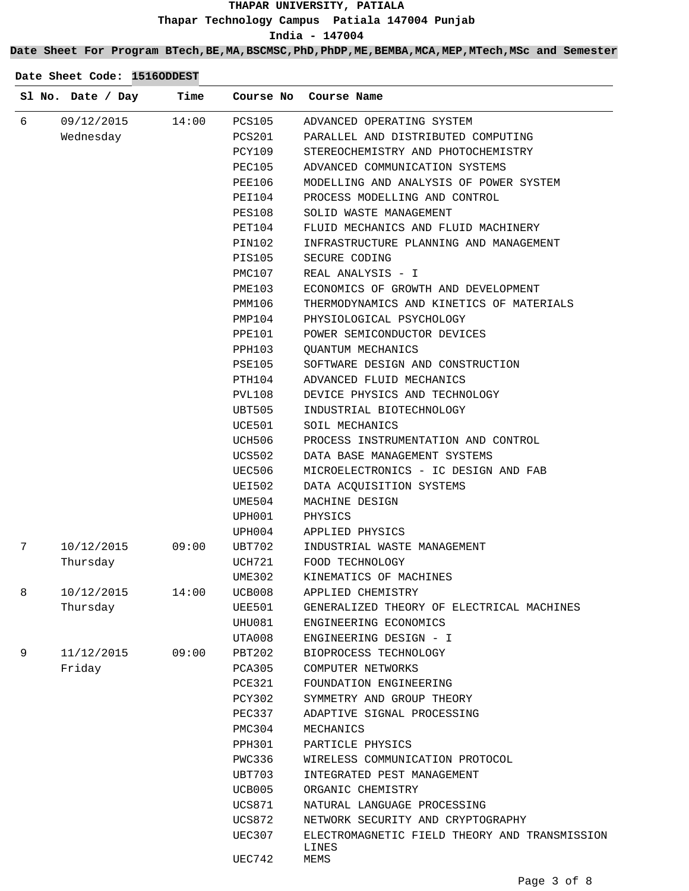**THAPAR UNIVERSITY, PATIALA**

**Thapar Technology Campus Patiala 147004 Punjab**

**India - 147004**

**Date Sheet For Program BTech,BE,MA,BSCMSC,PhD,PhDP,ME,BEMBA,MCA,MEP,MTech,MSc and Semester**

**Date Sheet Code: 1516ODDEST**

| Sl No. | Date / Day | Time | Course No | Course Name |
|---|---|---|---|---|
| 6 | 09/12/2015 Wednesday | 14:00 | PCS105 | ADVANCED OPERATING SYSTEM |
| | | | PCS201 | PARALLEL AND DISTRIBUTED COMPUTING |
| | | | PCY109 | STEREOCHEMISTRY AND PHOTOCHEMISTRY |
| | | | PEC105 | ADVANCED COMMUNICATION SYSTEMS |
| | | | PEE106 | MODELLING AND ANALYSIS OF POWER SYSTEM |
| | | | PEI104 | PROCESS MODELLING AND CONTROL |
| | | | PES108 | SOLID WASTE MANAGEMENT |
| | | | PET104 | FLUID MECHANICS AND FLUID MACHINERY |
| | | | PIN102 | INFRASTRUCTURE PLANNING AND MANAGEMENT |
| | | | PIS105 | SECURE CODING |
| | | | PMC107 | REAL ANALYSIS - I |
| | | | PME103 | ECONOMICS OF GROWTH AND DEVELOPMENT |
| | | | PMM106 | THERMODYNAMICS AND KINETICS OF MATERIALS |
| | | | PMP104 | PHYSIOLOGICAL PSYCHOLOGY |
| | | | PPE101 | POWER SEMICONDUCTOR DEVICES |
| | | | PPH103 | QUANTUM MECHANICS |
| | | | PSE105 | SOFTWARE DESIGN AND CONSTRUCTION |
| | | | PTH104 | ADVANCED FLUID MECHANICS |
| | | | PVL108 | DEVICE PHYSICS AND TECHNOLOGY |
| | | | UBT505 | INDUSTRIAL BIOTECHNOLOGY |
| | | | UCE501 | SOIL MECHANICS |
| | | | UCH506 | PROCESS INSTRUMENTATION AND CONTROL |
| | | | UCS502 | DATA BASE MANAGEMENT SYSTEMS |
| | | | UEC506 | MICROELECTRONICS - IC DESIGN AND FAB |
| | | | UEI502 | DATA ACQUISITION SYSTEMS |
| | | | UME504 | MACHINE DESIGN |
| | | | UPH001 | PHYSICS |
| | | | UPH004 | APPLIED PHYSICS |
| 7 | 10/12/2015 Thursday | 09:00 | UBT702 | INDUSTRIAL WASTE MANAGEMENT |
| | | | UCH721 | FOOD TECHNOLOGY |
| | | | UME302 | KINEMATICS OF MACHINES |
| 8 | 10/12/2015 Thursday | 14:00 | UCB008 | APPLIED CHEMISTRY |
| | | | UEE501 | GENERALIZED THEORY OF ELECTRICAL MACHINES |
| | | | UHU081 | ENGINEERING ECONOMICS |
| | | | UTA008 | ENGINEERING DESIGN - I |
| 9 | 11/12/2015 Friday | 09:00 | PBT202 | BIOPROCESS TECHNOLOGY |
| | | | PCA305 | COMPUTER NETWORKS |
| | | | PCE321 | FOUNDATION ENGINEERING |
| | | | PCY302 | SYMMETRY AND GROUP THEORY |
| | | | PEC337 | ADAPTIVE SIGNAL PROCESSING |
| | | | PMC304 | MECHANICS |
| | | | PPH301 | PARTICLE PHYSICS |
| | | | PWC336 | WIRELESS COMMUNICATION PROTOCOL |
| | | | UBT703 | INTEGRATED PEST MANAGEMENT |
| | | | UCB005 | ORGANIC CHEMISTRY |
| | | | UCS871 | NATURAL LANGUAGE PROCESSING |
| | | | UCS872 | NETWORK SECURITY AND CRYPTOGRAPHY |
| | | | UEC307 | ELECTROMAGNETIC FIELD THEORY AND TRANSMISSION LINES |
| | | | UEC742 | MEMS |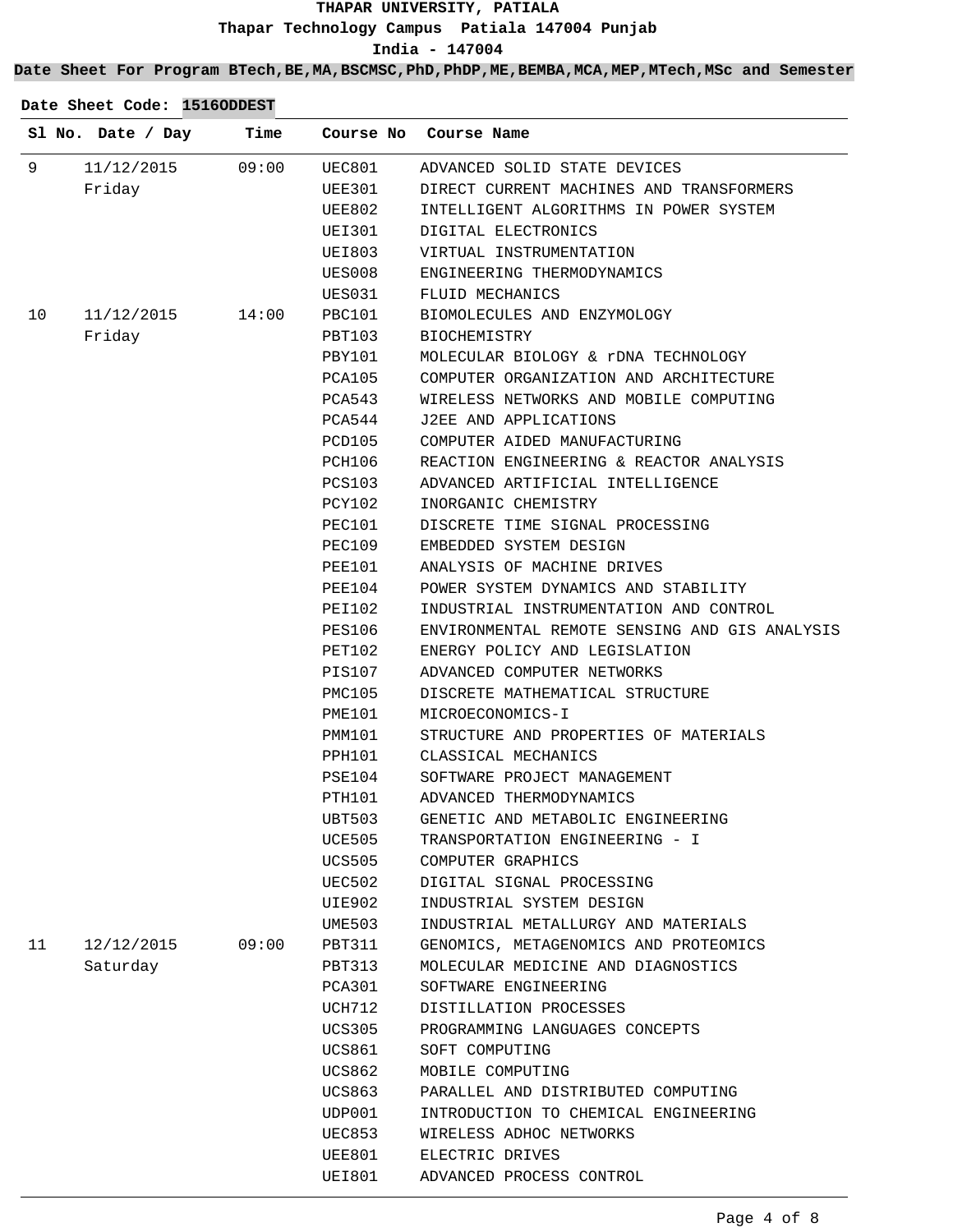# THAPAR UNIVERSITY, PATIALA

Thapar Technology Campus Patiala 147004 Punjab

India - 147004

**Date Sheet For Program BTech,BE,MA,BSCMSC,PhD,PhDP,ME,BEMBA,MCA,MEP,MTech,MSc and Semester**

**Date Sheet Code: 1516ODDEST**

| Sl No. | Date / Day | Time | Course No | Course Name |
|---|---|---|---|---|
| 9 | 11/12/2015 Friday | 09:00 | UEC801 | ADVANCED SOLID STATE DEVICES |
| | | | UEE301 | DIRECT CURRENT MACHINES AND TRANSFORMERS |
| | | | UEE802 | INTELLIGENT ALGORITHMS IN POWER SYSTEM |
| | | | UEI301 | DIGITAL ELECTRONICS |
| | | | UEI803 | VIRTUAL INSTRUMENTATION |
| | | | UES008 | ENGINEERING THERMODYNAMICS |
| | | | UES031 | FLUID MECHANICS |
| 10 | 11/12/2015 Friday | 14:00 | PBC101 | BIOMOLECULES AND ENZYMOLOGY |
| | | | PBT103 | BIOCHEMISTRY |
| | | | PBY101 | MOLECULAR BIOLOGY & rDNA TECHNOLOGY |
| | | | PCA105 | COMPUTER ORGANIZATION AND ARCHITECTURE |
| | | | PCA543 | WIRELESS NETWORKS AND MOBILE COMPUTING |
| | | | PCA544 | J2EE AND APPLICATIONS |
| | | | PCD105 | COMPUTER AIDED MANUFACTURING |
| | | | PCH106 | REACTION ENGINEERING & REACTOR ANALYSIS |
| | | | PCS103 | ADVANCED ARTIFICIAL INTELLIGENCE |
| | | | PCY102 | INORGANIC CHEMISTRY |
| | | | PEC101 | DISCRETE TIME SIGNAL PROCESSING |
| | | | PEC109 | EMBEDDED SYSTEM DESIGN |
| | | | PEE101 | ANALYSIS OF MACHINE DRIVES |
| | | | PEE104 | POWER SYSTEM DYNAMICS AND STABILITY |
| | | | PEI102 | INDUSTRIAL INSTRUMENTATION AND CONTROL |
| | | | PES106 | ENVIRONMENTAL REMOTE SENSING AND GIS ANALYSIS |
| | | | PET102 | ENERGY POLICY AND LEGISLATION |
| | | | PIS107 | ADVANCED COMPUTER NETWORKS |
| | | | PMC105 | DISCRETE MATHEMATICAL STRUCTURE |
| | | | PME101 | MICROECONOMICS-I |
| | | | PMM101 | STRUCTURE AND PROPERTIES OF MATERIALS |
| | | | PPH101 | CLASSICAL MECHANICS |
| | | | PSE104 | SOFTWARE PROJECT MANAGEMENT |
| | | | PTH101 | ADVANCED THERMODYNAMICS |
| | | | UBT503 | GENETIC AND METABOLIC ENGINEERING |
| | | | UCE505 | TRANSPORTATION ENGINEERING - I |
| | | | UCS505 | COMPUTER GRAPHICS |
| | | | UEC502 | DIGITAL SIGNAL PROCESSING |
| | | | UIE902 | INDUSTRIAL SYSTEM DESIGN |
| | | | UME503 | INDUSTRIAL METALLURGY AND MATERIALS |
| 11 | 12/12/2015 Saturday | 09:00 | PBT311 | GENOMICS, METAGENOMICS AND PROTEOMICS |
| | | | PBT313 | MOLECULAR MEDICINE AND DIAGNOSTICS |
| | | | PCA301 | SOFTWARE ENGINEERING |
| | | | UCH712 | DISTILLATION PROCESSES |
| | | | UCS305 | PROGRAMMING LANGUAGES CONCEPTS |
| | | | UCS861 | SOFT COMPUTING |
| | | | UCS862 | MOBILE COMPUTING |
| | | | UCS863 | PARALLEL AND DISTRIBUTED COMPUTING |
| | | | UDP001 | INTRODUCTION TO CHEMICAL ENGINEERING |
| | | | UEC853 | WIRELESS ADHOC NETWORKS |
| | | | UEE801 | ELECTRIC DRIVES |
| | | | UEI801 | ADVANCED PROCESS CONTROL |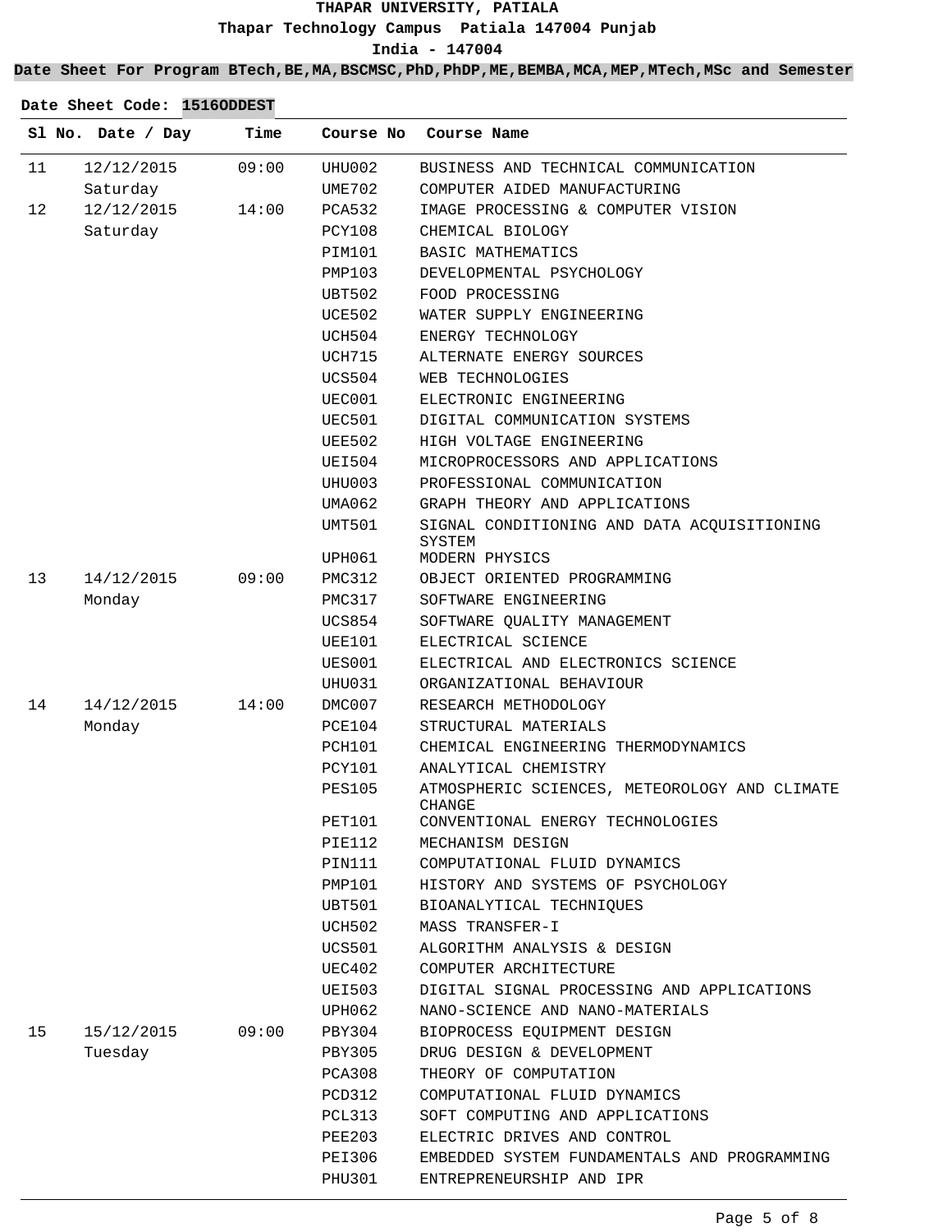# THAPAR UNIVERSITY, PATIALA

Thapar Technology Campus Patiala 147004 Punjab

India - 147004

**Date Sheet For Program BTech,BE,MA,BSCMSC,PhD,PhDP,ME,BEMBA,MCA,MEP,MTech,MSc and Semester**

**Date Sheet Code: 1516ODDEST**

| Sl No. | Date / Day | Time | Course No | Course Name |
|---|---|---|---|---|
| 11 | 12/12/2015 Saturday | 09:00 | UHU002 | BUSINESS AND TECHNICAL COMMUNICATION |
| | | | UME702 | COMPUTER AIDED MANUFACTURING |
| 12 | 12/12/2015 Saturday | 14:00 | PCA532 | IMAGE PROCESSING & COMPUTER VISION |
| | | | PCY108 | CHEMICAL BIOLOGY |
| | | | PIM101 | BASIC MATHEMATICS |
| | | | PMP103 | DEVELOPMENTAL PSYCHOLOGY |
| | | | UBT502 | FOOD PROCESSING |
| | | | UCE502 | WATER SUPPLY ENGINEERING |
| | | | UCH504 | ENERGY TECHNOLOGY |
| | | | UCH715 | ALTERNATE ENERGY SOURCES |
| | | | UCS504 | WEB TECHNOLOGIES |
| | | | UEC001 | ELECTRONIC ENGINEERING |
| | | | UEC501 | DIGITAL COMMUNICATION SYSTEMS |
| | | | UEE502 | HIGH VOLTAGE ENGINEERING |
| | | | UEI504 | MICROPROCESSORS AND APPLICATIONS |
| | | | UHU003 | PROFESSIONAL COMMUNICATION |
| | | | UMA062 | GRAPH THEORY AND APPLICATIONS |
| | | | UMT501 | SIGNAL CONDITIONING AND DATA ACQUISITIONING SYSTEM |
| | | | UPH061 | MODERN PHYSICS |
| 13 | 14/12/2015 Monday | 09:00 | PMC312 | OBJECT ORIENTED PROGRAMMING |
| | | | PMC317 | SOFTWARE ENGINEERING |
| | | | UCS854 | SOFTWARE QUALITY MANAGEMENT |
| | | | UEE101 | ELECTRICAL SCIENCE |
| | | | UES001 | ELECTRICAL AND ELECTRONICS SCIENCE |
| | | | UHU031 | ORGANIZATIONAL BEHAVIOUR |
| 14 | 14/12/2015 Monday | 14:00 | DMC007 | RESEARCH METHODOLOGY |
| | | | PCE104 | STRUCTURAL MATERIALS |
| | | | PCH101 | CHEMICAL ENGINEERING THERMODYNAMICS |
| | | | PCY101 | ANALYTICAL CHEMISTRY |
| | | | PES105 | ATMOSPHERIC SCIENCES, METEOROLOGY AND CLIMATE CHANGE |
| | | | PET101 | CONVENTIONAL ENERGY TECHNOLOGIES |
| | | | PIE112 | MECHANISM DESIGN |
| | | | PIN111 | COMPUTATIONAL FLUID DYNAMICS |
| | | | PMP101 | HISTORY AND SYSTEMS OF PSYCHOLOGY |
| | | | UBT501 | BIOANALYTICAL TECHNIQUES |
| | | | UCH502 | MASS TRANSFER-I |
| | | | UCS501 | ALGORITHM ANALYSIS & DESIGN |
| | | | UEC402 | COMPUTER ARCHITECTURE |
| | | | UEI503 | DIGITAL SIGNAL PROCESSING AND APPLICATIONS |
| | | | UPH062 | NANO-SCIENCE AND NANO-MATERIALS |
| 15 | 15/12/2015 Tuesday | 09:00 | PBY304 | BIOPROCESS EQUIPMENT DESIGN |
| | | | PBY305 | DRUG DESIGN & DEVELOPMENT |
| | | | PCA308 | THEORY OF COMPUTATION |
| | | | PCD312 | COMPUTATIONAL FLUID DYNAMICS |
| | | | PCL313 | SOFT COMPUTING AND APPLICATIONS |
| | | | PEE203 | ELECTRIC DRIVES AND CONTROL |
| | | | PEI306 | EMBEDDED SYSTEM FUNDAMENTALS AND PROGRAMMING |
| | | | PHU301 | ENTREPRENEURSHIP AND IPR |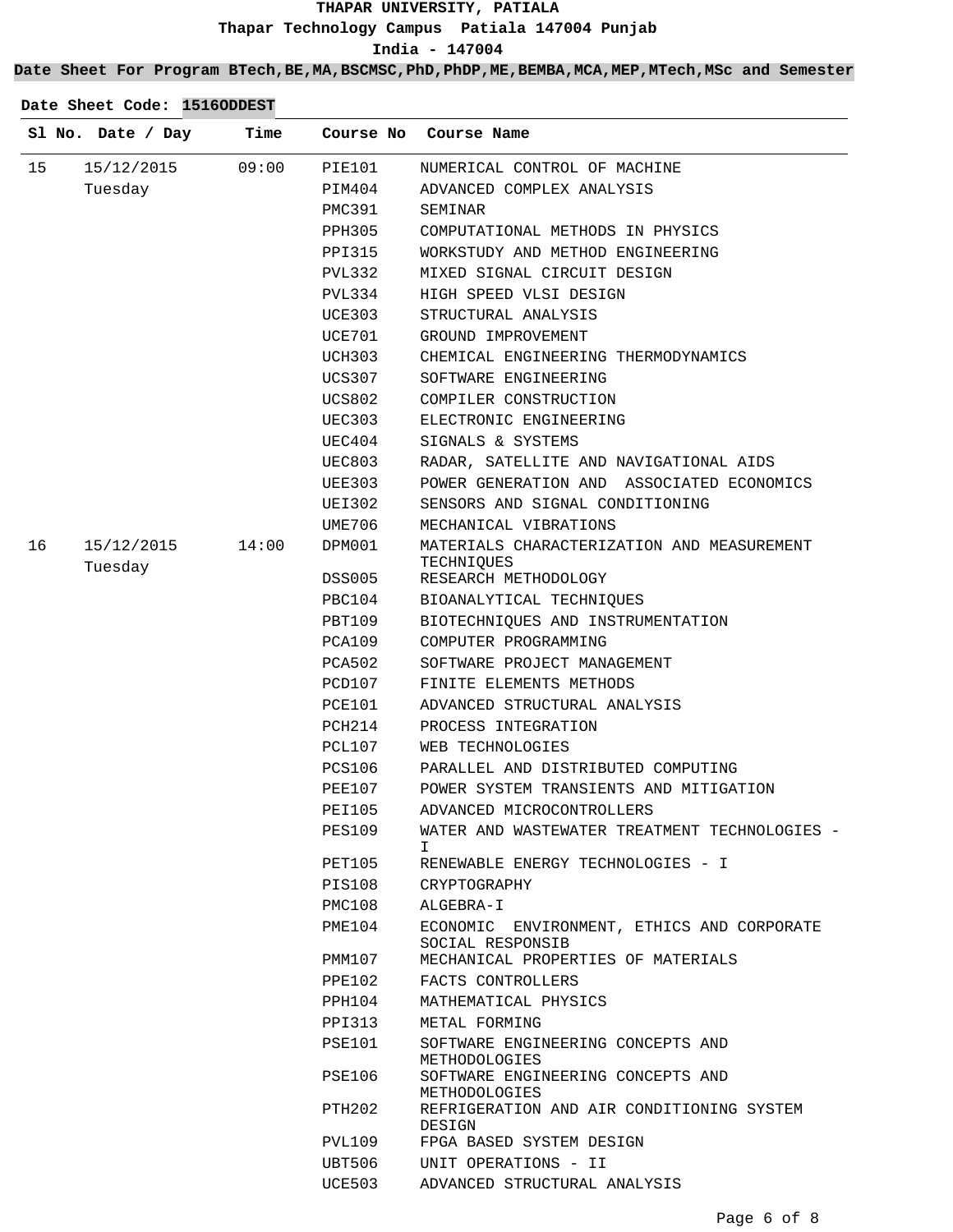# THAPAR UNIVERSITY, PATIALA

**Thapar Technology Campus Patiala 147004 Punjab**

**India - 147004**

**Date Sheet For Program BTech,BE,MA,BSCMSC,PhD,PhDP,ME,BEMBA,MCA,MEP,MTech,MSc and Semester**

**Date Sheet Code: 1516ODDEST**

| Sl No. | Date / Day | Time | Course No | Course Name |
|---|---|---|---|---|
| 15 | 15/12/2015 Tuesday | 09:00 | PIE101 | NUMERICAL CONTROL OF MACHINE |
| | | | PIM404 | ADVANCED COMPLEX ANALYSIS |
| | | | PMC391 | SEMINAR |
| | | | PPH305 | COMPUTATIONAL METHODS IN PHYSICS |
| | | | PPI315 | WORKSTUDY AND METHOD ENGINEERING |
| | | | PVL332 | MIXED SIGNAL CIRCUIT DESIGN |
| | | | PVL334 | HIGH SPEED VLSI DESIGN |
| | | | UCE303 | STRUCTURAL ANALYSIS |
| | | | UCE701 | GROUND IMPROVEMENT |
| | | | UCH303 | CHEMICAL ENGINEERING THERMODYNAMICS |
| | | | UCS307 | SOFTWARE ENGINEERING |
| | | | UCS802 | COMPILER CONSTRUCTION |
| | | | UEC303 | ELECTRONIC ENGINEERING |
| | | | UEC404 | SIGNALS & SYSTEMS |
| | | | UEC803 | RADAR, SATELLITE AND NAVIGATIONAL AIDS |
| | | | UEE303 | POWER GENERATION AND ASSOCIATED ECONOMICS |
| | | | UEI302 | SENSORS AND SIGNAL CONDITIONING |
| | | | UME706 | MECHANICAL VIBRATIONS |
| 16 | 15/12/2015 Tuesday | 14:00 | DPM001 | MATERIALS CHARACTERIZATION AND MEASUREMENT TECHNIQUES |
| | | | DSS005 | RESEARCH METHODOLOGY |
| | | | PBC104 | BIOANALYTICAL TECHNIQUES |
| | | | PBT109 | BIOTECHNIQUES AND INSTRUMENTATION |
| | | | PCA109 | COMPUTER PROGRAMMING |
| | | | PCA502 | SOFTWARE PROJECT MANAGEMENT |
| | | | PCD107 | FINITE ELEMENTS METHODS |
| | | | PCE101 | ADVANCED STRUCTURAL ANALYSIS |
| | | | PCH214 | PROCESS INTEGRATION |
| | | | PCL107 | WEB TECHNOLOGIES |
| | | | PCS106 | PARALLEL AND DISTRIBUTED COMPUTING |
| | | | PEE107 | POWER SYSTEM TRANSIENTS AND MITIGATION |
| | | | PEI105 | ADVANCED MICROCONTROLLERS |
| | | | PES109 | WATER AND WASTEWATER TREATMENT TECHNOLOGIES - I |
| | | | PET105 | RENEWABLE ENERGY TECHNOLOGIES - I |
| | | | PIS108 | CRYPTOGRAPHY |
| | | | PMC108 | ALGEBRA-I |
| | | | PME104 | ECONOMIC ENVIRONMENT, ETHICS AND CORPORATE SOCIAL RESPONSIB |
| | | | PMM107 | MECHANICAL PROPERTIES OF MATERIALS |
| | | | PPE102 | FACTS CONTROLLERS |
| | | | PPH104 | MATHEMATICAL PHYSICS |
| | | | PPI313 | METAL FORMING |
| | | | PSE101 | SOFTWARE ENGINEERING CONCEPTS AND METHODOLOGIES |
| | | | PSE106 | SOFTWARE ENGINEERING CONCEPTS AND METHODOLOGIES |
| | | | PTH202 | REFRIGERATION AND AIR CONDITIONING SYSTEM DESIGN |
| | | | PVL109 | FPGA BASED SYSTEM DESIGN |
| | | | UBT506 | UNIT OPERATIONS - II |
| | | | UCE503 | ADVANCED STRUCTURAL ANALYSIS |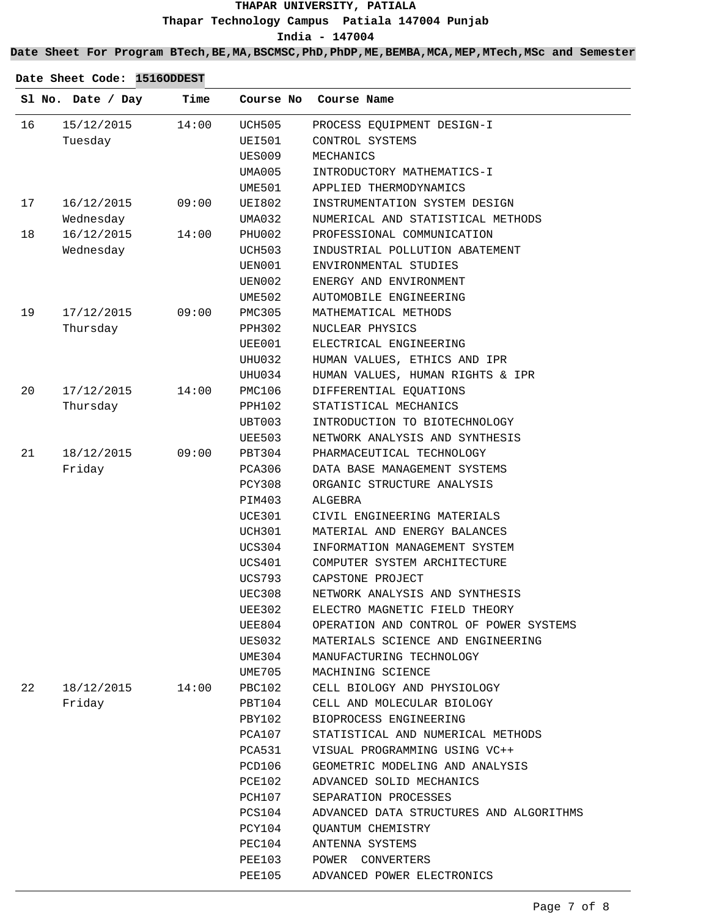# THAPAR UNIVERSITY, PATIALA

Thapar Technology Campus Patiala 147004 Punjab

India - 147004

**Date Sheet For Program BTech,BE,MA,BSCMSC,PhD,PhDP,ME,BEMBA,MCA,MEP,MTech,MSc and Semester**

**Date Sheet Code: 1516ODDEST**

| Sl No. | Date / Day | Time | Course No | Course Name |
|---|---|---|---|---|
| 16 | 15/12/2015 Tuesday | 14:00 | UCH505 | PROCESS EQUIPMENT DESIGN-I |
| | | | UEI501 | CONTROL SYSTEMS |
| | | | UES009 | MECHANICS |
| | | | UMA005 | INTRODUCTORY MATHEMATICS-I |
| | | | UME501 | APPLIED THERMODYNAMICS |
| 17 | 16/12/2015 Wednesday | 09:00 | UEI802 | INSTRUMENTATION SYSTEM DESIGN |
| | | | UMA032 | NUMERICAL AND STATISTICAL METHODS |
| 18 | 16/12/2015 Wednesday | 14:00 | PHU002 | PROFESSIONAL COMMUNICATION |
| | | | UCH503 | INDUSTRIAL POLLUTION ABATEMENT |
| | | | UEN001 | ENVIRONMENTAL STUDIES |
| | | | UEN002 | ENERGY AND ENVIRONMENT |
| | | | UME502 | AUTOMOBILE ENGINEERING |
| 19 | 17/12/2015 Thursday | 09:00 | PMC305 | MATHEMATICAL METHODS |
| | | | PPH302 | NUCLEAR PHYSICS |
| | | | UEE001 | ELECTRICAL ENGINEERING |
| | | | UHU032 | HUMAN VALUES, ETHICS AND IPR |
| | | | UHU034 | HUMAN VALUES, HUMAN RIGHTS & IPR |
| 20 | 17/12/2015 Thursday | 14:00 | PMC106 | DIFFERENTIAL EQUATIONS |
| | | | PPH102 | STATISTICAL MECHANICS |
| | | | UBT003 | INTRODUCTION TO BIOTECHNOLOGY |
| | | | UEE503 | NETWORK ANALYSIS AND SYNTHESIS |
| 21 | 18/12/2015 Friday | 09:00 | PBT304 | PHARMACEUTICAL TECHNOLOGY |
| | | | PCA306 | DATA BASE MANAGEMENT SYSTEMS |
| | | | PCY308 | ORGANIC STRUCTURE ANALYSIS |
| | | | PIM403 | ALGEBRA |
| | | | UCE301 | CIVIL ENGINEERING MATERIALS |
| | | | UCH301 | MATERIAL AND ENERGY BALANCES |
| | | | UCS304 | INFORMATION MANAGEMENT SYSTEM |
| | | | UCS401 | COMPUTER SYSTEM ARCHITECTURE |
| | | | UCS793 | CAPSTONE PROJECT |
| | | | UEC308 | NETWORK ANALYSIS AND SYNTHESIS |
| | | | UEE302 | ELECTRO MAGNETIC FIELD THEORY |
| | | | UEE804 | OPERATION AND CONTROL OF POWER SYSTEMS |
| | | | UES032 | MATERIALS SCIENCE AND ENGINEERING |
| | | | UME304 | MANUFACTURING TECHNOLOGY |
| | | | UME705 | MACHINING SCIENCE |
| 22 | 18/12/2015 Friday | 14:00 | PBC102 | CELL BIOLOGY AND PHYSIOLOGY |
| | | | PBT104 | CELL AND MOLECULAR BIOLOGY |
| | | | PBY102 | BIOPROCESS ENGINEERING |
| | | | PCA107 | STATISTICAL AND NUMERICAL METHODS |
| | | | PCA531 | VISUAL PROGRAMMING USING VC++ |
| | | | PCD106 | GEOMETRIC MODELING AND ANALYSIS |
| | | | PCE102 | ADVANCED SOLID MECHANICS |
| | | | PCH107 | SEPARATION PROCESSES |
| | | | PCS104 | ADVANCED DATA STRUCTURES AND ALGORITHMS |
| | | | PCY104 | QUANTUM CHEMISTRY |
| | | | PEC104 | ANTENNA SYSTEMS |
| | | | PEE103 | POWER CONVERTERS |
| | | | PEE105 | ADVANCED POWER ELECTRONICS |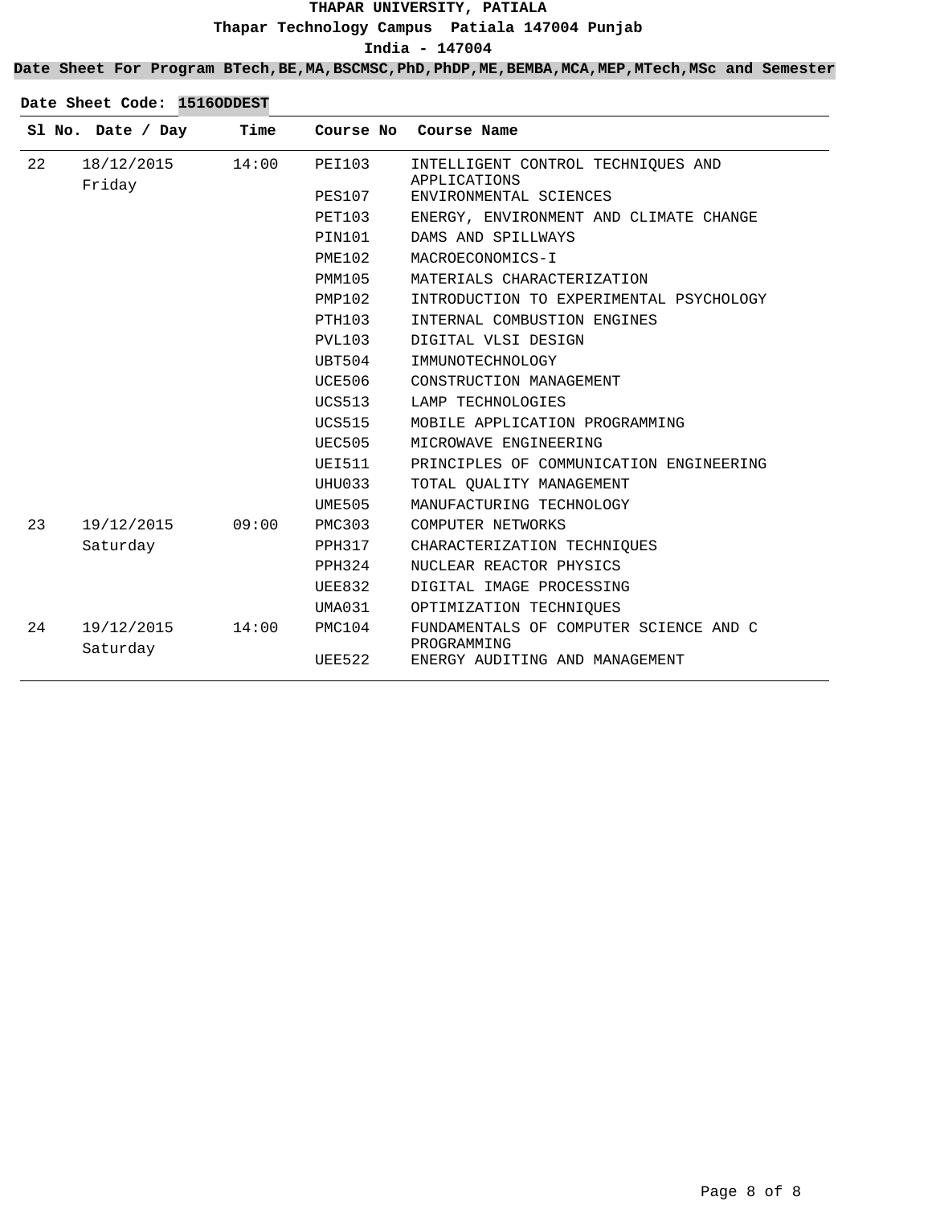**THAPAR UNIVERSITY, PATIALA**

**Thapar Technology Campus Patiala 147004 Punjab**

**India - 147004**

**Date Sheet For Program BTech,BE,MA,BSCMSC,PhD,PhDP,ME,BEMBA,MCA,MEP,MTech,MSc and Semester**

**Date Sheet Code: 1516ODDEST**

| Sl No. | Date / Day | Time | Course No | Course Name |
|---|---|---|---|---|
| 22 | 18/12/2015 Friday | 14:00 | PEI103 | INTELLIGENT CONTROL TECHNIQUES AND APPLICATIONS |
| | | | PES107 | ENVIRONMENTAL SCIENCES |
| | | | PET103 | ENERGY, ENVIRONMENT AND CLIMATE CHANGE |
| | | | PIN101 | DAMS AND SPILLWAYS |
| | | | PME102 | MACROECONOMICS-I |
| | | | PMM105 | MATERIALS CHARACTERIZATION |
| | | | PMP102 | INTRODUCTION TO EXPERIMENTAL PSYCHOLOGY |
| | | | PTH103 | INTERNAL COMBUSTION ENGINES |
| | | | PVL103 | DIGITAL VLSI DESIGN |
| | | | UBT504 | IMMUNOTECHNOLOGY |
| | | | UCE506 | CONSTRUCTION MANAGEMENT |
| | | | UCS513 | LAMP TECHNOLOGIES |
| | | | UCS515 | MOBILE APPLICATION PROGRAMMING |
| | | | UEC505 | MICROWAVE ENGINEERING |
| | | | UEI511 | PRINCIPLES OF COMMUNICATION ENGINEERING |
| | | | UHU033 | TOTAL QUALITY MANAGEMENT |
| | | | UME505 | MANUFACTURING TECHNOLOGY |
| 23 | 19/12/2015 Saturday | 09:00 | PMC303 | COMPUTER NETWORKS |
| | | | PPH317 | CHARACTERIZATION TECHNIQUES |
| | | | PPH324 | NUCLEAR REACTOR PHYSICS |
| | | | UEE832 | DIGITAL IMAGE PROCESSING |
| | | | UMA031 | OPTIMIZATION TECHNIQUES |
| 24 | 19/12/2015 Saturday | 14:00 | PMC104 | FUNDAMENTALS OF COMPUTER SCIENCE AND C PROGRAMMING |
| | | | UEE522 | ENERGY AUDITING AND MANAGEMENT |